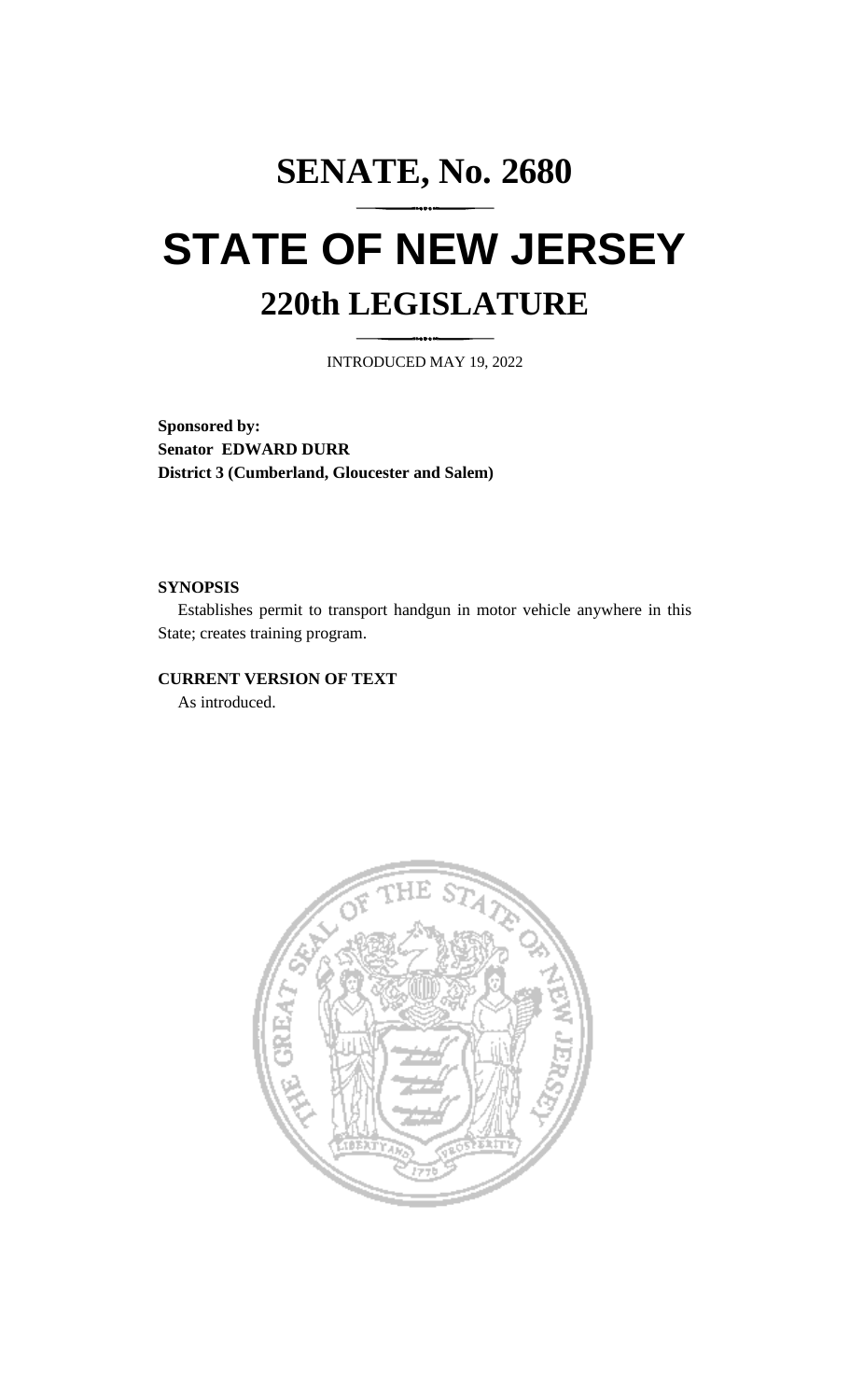# SENATE, No. 2680

# STATE OF NEW JERSEY

## 220th LEGISLATURE

INTRODUCED MAY 19, 2022

**Sponsored by:**
**Senator EDWARD DURR**
**District 3 (Cumberland, Gloucester and Salem)**

**SYNOPSIS**

Establishes permit to transport handgun in motor vehicle anywhere in this State; creates training program.

**CURRENT VERSION OF TEXT**

As introduced.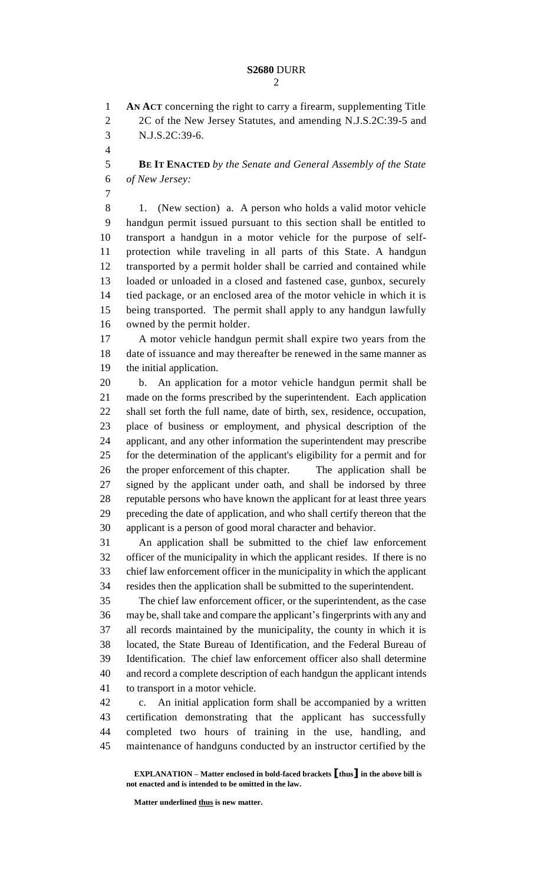**AN ACT** concerning the right to carry a firearm, supplementing Title 2C of the New Jersey Statutes, and amending N.J.S.2C:39-5 and N.J.S.2C:39-6.

**BE IT ENACTED** *by the Senate and General Assembly of the State of New Jersey:*

1. (New section) a. A person who holds a valid motor vehicle handgun permit issued pursuant to this section shall be entitled to transport a handgun in a motor vehicle for the purpose of self-protection while traveling in all parts of this State. A handgun transported by a permit holder shall be carried and contained while loaded or unloaded in a closed and fastened case, gunbox, securely tied package, or an enclosed area of the motor vehicle in which it is being transported. The permit shall apply to any handgun lawfully owned by the permit holder.

A motor vehicle handgun permit shall expire two years from the date of issuance and may thereafter be renewed in the same manner as the initial application.

b. An application for a motor vehicle handgun permit shall be made on the forms prescribed by the superintendent. Each application shall set forth the full name, date of birth, sex, residence, occupation, place of business or employment, and physical description of the applicant, and any other information the superintendent may prescribe for the determination of the applicant's eligibility for a permit and for the proper enforcement of this chapter. The application shall be signed by the applicant under oath, and shall be indorsed by three reputable persons who have known the applicant for at least three years preceding the date of application, and who shall certify thereon that the applicant is a person of good moral character and behavior.

An application shall be submitted to the chief law enforcement officer of the municipality in which the applicant resides. If there is no chief law enforcement officer in the municipality in which the applicant resides then the application shall be submitted to the superintendent.

The chief law enforcement officer, or the superintendent, as the case may be, shall take and compare the applicant's fingerprints with any and all records maintained by the municipality, the county in which it is located, the State Bureau of Identification, and the Federal Bureau of Identification. The chief law enforcement officer also shall determine and record a complete description of each handgun the applicant intends to transport in a motor vehicle.

c. An initial application form shall be accompanied by a written certification demonstrating that the applicant has successfully completed two hours of training in the use, handling, and maintenance of handguns conducted by an instructor certified by the

**EXPLANATION – Matter enclosed in bold-faced brackets [thus] in the above bill is not enacted and is intended to be omitted in the law.**

**Matter underlined thus is new matter.**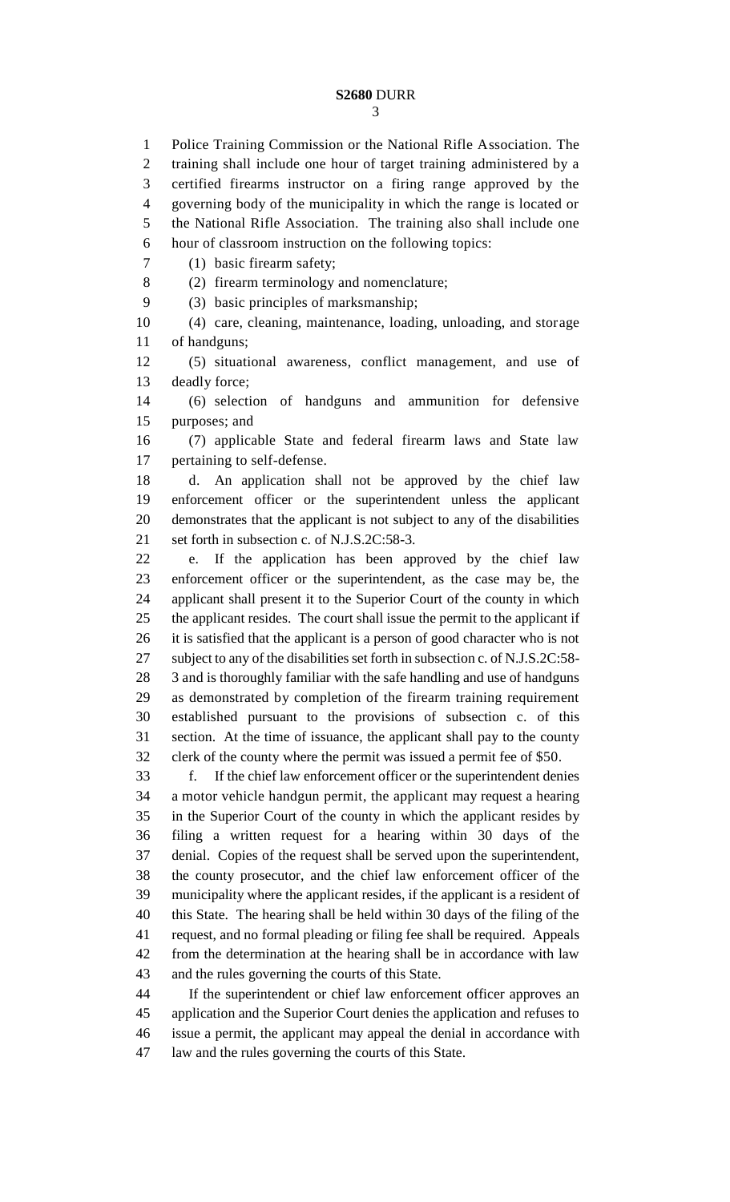Police Training Commission or the National Rifle Association. The training shall include one hour of target training administered by a certified firearms instructor on a firing range approved by the governing body of the municipality in which the range is located or the National Rifle Association. The training also shall include one hour of classroom instruction on the following topics:

(1) basic firearm safety;

(2) firearm terminology and nomenclature;

(3) basic principles of marksmanship;

(4) care, cleaning, maintenance, loading, unloading, and storage of handguns;

(5) situational awareness, conflict management, and use of deadly force;

(6) selection of handguns and ammunition for defensive purposes; and

(7) applicable State and federal firearm laws and State law pertaining to self-defense.

d. An application shall not be approved by the chief law enforcement officer or the superintendent unless the applicant demonstrates that the applicant is not subject to any of the disabilities set forth in subsection c. of N.J.S.2C:58-3.

e. If the application has been approved by the chief law enforcement officer or the superintendent, as the case may be, the applicant shall present it to the Superior Court of the county in which the applicant resides. The court shall issue the permit to the applicant if it is satisfied that the applicant is a person of good character who is not subject to any of the disabilities set forth in subsection c. of N.J.S.2C:58-3 and is thoroughly familiar with the safe handling and use of handguns as demonstrated by completion of the firearm training requirement established pursuant to the provisions of subsection c. of this section. At the time of issuance, the applicant shall pay to the county clerk of the county where the permit was issued a permit fee of $50.

f. If the chief law enforcement officer or the superintendent denies a motor vehicle handgun permit, the applicant may request a hearing in the Superior Court of the county in which the applicant resides by filing a written request for a hearing within 30 days of the denial. Copies of the request shall be served upon the superintendent, the county prosecutor, and the chief law enforcement officer of the municipality where the applicant resides, if the applicant is a resident of this State. The hearing shall be held within 30 days of the filing of the request, and no formal pleading or filing fee shall be required. Appeals from the determination at the hearing shall be in accordance with law and the rules governing the courts of this State.

If the superintendent or chief law enforcement officer approves an application and the Superior Court denies the application and refuses to issue a permit, the applicant may appeal the denial in accordance with law and the rules governing the courts of this State.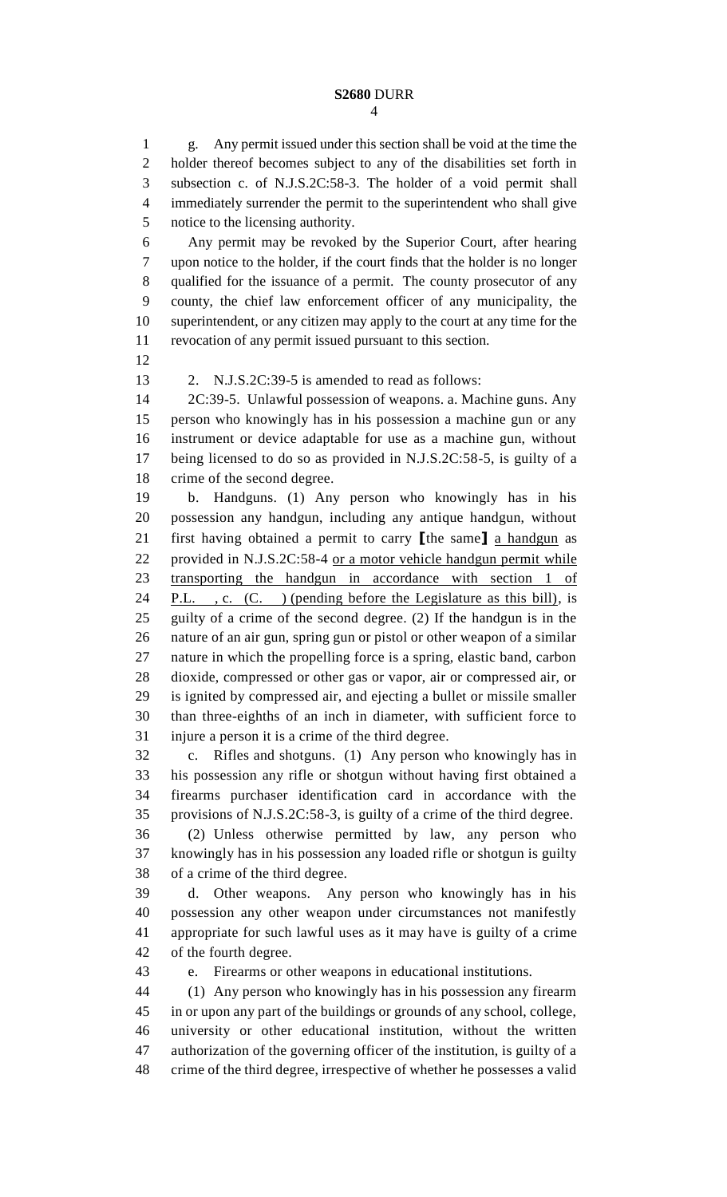g. Any permit issued under this section shall be void at the time the holder thereof becomes subject to any of the disabilities set forth in subsection c. of N.J.S.2C:58-3. The holder of a void permit shall immediately surrender the permit to the superintendent who shall give notice to the licensing authority.

Any permit may be revoked by the Superior Court, after hearing upon notice to the holder, if the court finds that the holder is no longer qualified for the issuance of a permit. The county prosecutor of any county, the chief law enforcement officer of any municipality, the superintendent, or any citizen may apply to the court at any time for the revocation of any permit issued pursuant to this section.

2. N.J.S.2C:39-5 is amended to read as follows:

2C:39-5. Unlawful possession of weapons. a. Machine guns. Any person who knowingly has in his possession a machine gun or any instrument or device adaptable for use as a machine gun, without being licensed to do so as provided in N.J.S.2C:58-5, is guilty of a crime of the second degree.

b. Handguns. (1) Any person who knowingly has in his possession any handgun, including any antique handgun, without first having obtained a permit to carry 【the same】 <u>a handgun</u> as provided in N.J.S.2C:58-4 <u>or a motor vehicle handgun permit while transporting the handgun in accordance with section 1 of P.L. , c. (C. ) (pending before the Legislature as this bill)</u>, is guilty of a crime of the second degree. (2) If the handgun is in the nature of an air gun, spring gun or pistol or other weapon of a similar nature in which the propelling force is a spring, elastic band, carbon dioxide, compressed or other gas or vapor, air or compressed air, or is ignited by compressed air, and ejecting a bullet or missile smaller than three-eighths of an inch in diameter, with sufficient force to injure a person it is a crime of the third degree.

c. Rifles and shotguns. (1) Any person who knowingly has in his possession any rifle or shotgun without having first obtained a firearms purchaser identification card in accordance with the provisions of N.J.S.2C:58-3, is guilty of a crime of the third degree.

(2) Unless otherwise permitted by law, any person who knowingly has in his possession any loaded rifle or shotgun is guilty of a crime of the third degree.

d. Other weapons. Any person who knowingly has in his possession any other weapon under circumstances not manifestly appropriate for such lawful uses as it may have is guilty of a crime of the fourth degree.

e. Firearms or other weapons in educational institutions.

(1) Any person who knowingly has in his possession any firearm in or upon any part of the buildings or grounds of any school, college, university or other educational institution, without the written authorization of the governing officer of the institution, is guilty of a crime of the third degree, irrespective of whether he possesses a valid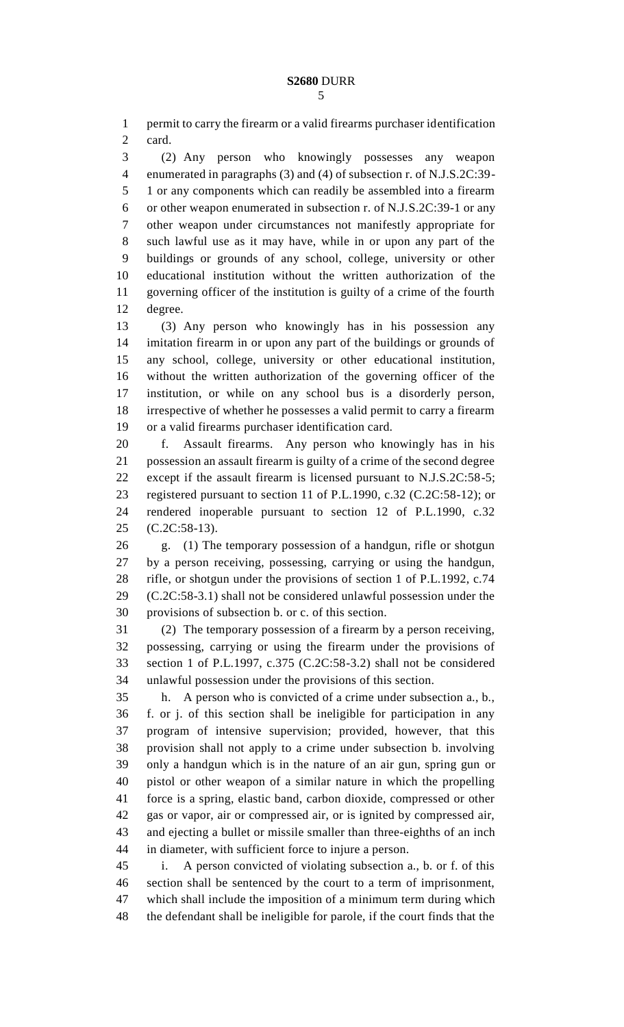permit to carry the firearm or a valid firearms purchaser identification card.

(2) Any person who knowingly possesses any weapon enumerated in paragraphs (3) and (4) of subsection r. of N.J.S.2C:39-1 or any components which can readily be assembled into a firearm or other weapon enumerated in subsection r. of N.J.S.2C:39-1 or any other weapon under circumstances not manifestly appropriate for such lawful use as it may have, while in or upon any part of the buildings or grounds of any school, college, university or other educational institution without the written authorization of the governing officer of the institution is guilty of a crime of the fourth degree.

(3) Any person who knowingly has in his possession any imitation firearm in or upon any part of the buildings or grounds of any school, college, university or other educational institution, without the written authorization of the governing officer of the institution, or while on any school bus is a disorderly person, irrespective of whether he possesses a valid permit to carry a firearm or a valid firearms purchaser identification card.

f. Assault firearms. Any person who knowingly has in his possession an assault firearm is guilty of a crime of the second degree except if the assault firearm is licensed pursuant to N.J.S.2C:58-5; registered pursuant to section 11 of P.L.1990, c.32 (C.2C:58-12); or rendered inoperable pursuant to section 12 of P.L.1990, c.32 (C.2C:58-13).

g. (1) The temporary possession of a handgun, rifle or shotgun by a person receiving, possessing, carrying or using the handgun, rifle, or shotgun under the provisions of section 1 of P.L.1992, c.74 (C.2C:58-3.1) shall not be considered unlawful possession under the provisions of subsection b. or c. of this section.

(2) The temporary possession of a firearm by a person receiving, possessing, carrying or using the firearm under the provisions of section 1 of P.L.1997, c.375 (C.2C:58-3.2) shall not be considered unlawful possession under the provisions of this section.

h. A person who is convicted of a crime under subsection a., b., f. or j. of this section shall be ineligible for participation in any program of intensive supervision; provided, however, that this provision shall not apply to a crime under subsection b. involving only a handgun which is in the nature of an air gun, spring gun or pistol or other weapon of a similar nature in which the propelling force is a spring, elastic band, carbon dioxide, compressed or other gas or vapor, air or compressed air, or is ignited by compressed air, and ejecting a bullet or missile smaller than three-eighths of an inch in diameter, with sufficient force to injure a person.

i. A person convicted of violating subsection a., b. or f. of this section shall be sentenced by the court to a term of imprisonment, which shall include the imposition of a minimum term during which the defendant shall be ineligible for parole, if the court finds that the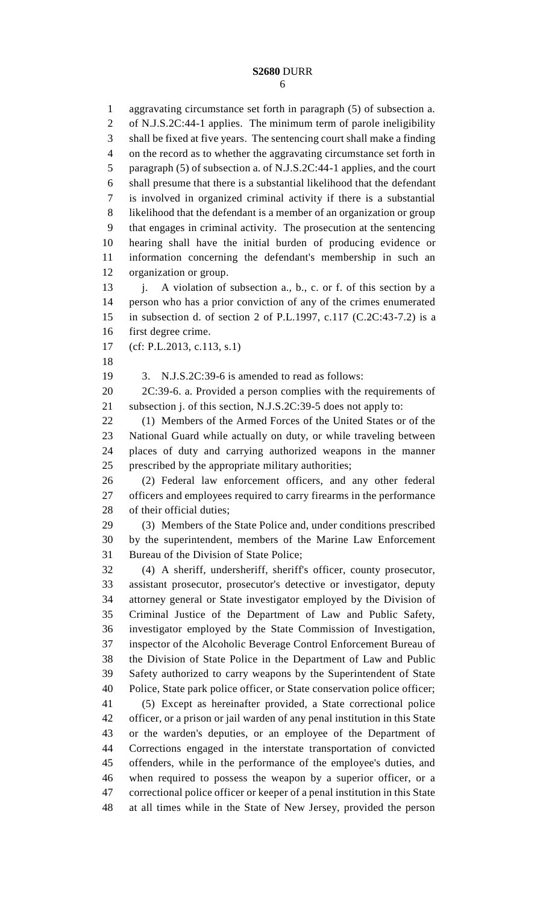aggravating circumstance set forth in paragraph (5) of subsection a. of N.J.S.2C:44-1 applies. The minimum term of parole ineligibility shall be fixed at five years. The sentencing court shall make a finding on the record as to whether the aggravating circumstance set forth in paragraph (5) of subsection a. of N.J.S.2C:44-1 applies, and the court shall presume that there is a substantial likelihood that the defendant is involved in organized criminal activity if there is a substantial likelihood that the defendant is a member of an organization or group that engages in criminal activity. The prosecution at the sentencing hearing shall have the initial burden of producing evidence or information concerning the defendant's membership in such an organization or group.

j. A violation of subsection a., b., c. or f. of this section by a person who has a prior conviction of any of the crimes enumerated in subsection d. of section 2 of P.L.1997, c.117 (C.2C:43-7.2) is a first degree crime.

(cf: P.L.2013, c.113, s.1)

3. N.J.S.2C:39-6 is amended to read as follows:

2C:39-6. a. Provided a person complies with the requirements of subsection j. of this section, N.J.S.2C:39-5 does not apply to:

(1) Members of the Armed Forces of the United States or of the National Guard while actually on duty, or while traveling between places of duty and carrying authorized weapons in the manner prescribed by the appropriate military authorities;

(2) Federal law enforcement officers, and any other federal officers and employees required to carry firearms in the performance of their official duties;

(3) Members of the State Police and, under conditions prescribed by the superintendent, members of the Marine Law Enforcement Bureau of the Division of State Police;

(4) A sheriff, undersheriff, sheriff's officer, county prosecutor, assistant prosecutor, prosecutor's detective or investigator, deputy attorney general or State investigator employed by the Division of Criminal Justice of the Department of Law and Public Safety, investigator employed by the State Commission of Investigation, inspector of the Alcoholic Beverage Control Enforcement Bureau of the Division of State Police in the Department of Law and Public Safety authorized to carry weapons by the Superintendent of State Police, State park police officer, or State conservation police officer;

(5) Except as hereinafter provided, a State correctional police officer, or a prison or jail warden of any penal institution in this State or the warden's deputies, or an employee of the Department of Corrections engaged in the interstate transportation of convicted offenders, while in the performance of the employee's duties, and when required to possess the weapon by a superior officer, or a correctional police officer or keeper of a penal institution in this State at all times while in the State of New Jersey, provided the person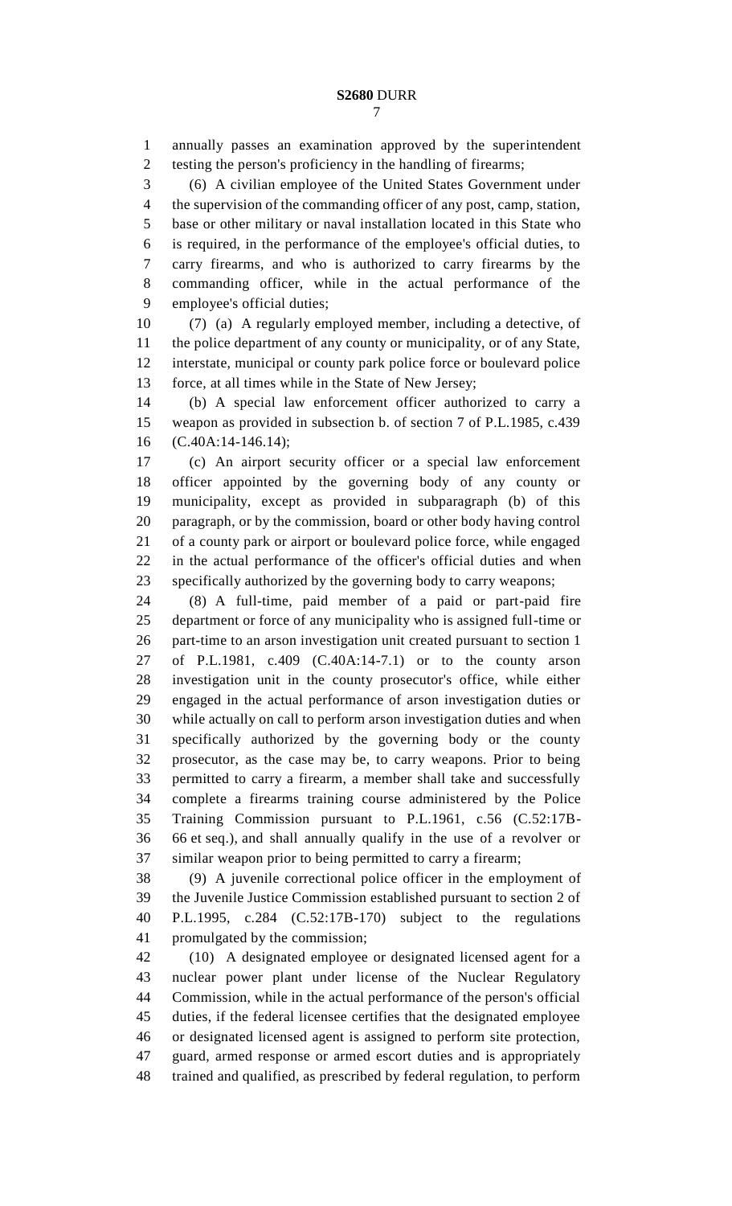annually passes an examination approved by the superintendent testing the person's proficiency in the handling of firearms;

(6) A civilian employee of the United States Government under the supervision of the commanding officer of any post, camp, station, base or other military or naval installation located in this State who is required, in the performance of the employee's official duties, to carry firearms, and who is authorized to carry firearms by the commanding officer, while in the actual performance of the employee's official duties;

(7) (a) A regularly employed member, including a detective, of the police department of any county or municipality, or of any State, interstate, municipal or county park police force or boulevard police force, at all times while in the State of New Jersey;

(b) A special law enforcement officer authorized to carry a weapon as provided in subsection b. of section 7 of P.L.1985, c.439 (C.40A:14-146.14);

(c) An airport security officer or a special law enforcement officer appointed by the governing body of any county or municipality, except as provided in subparagraph (b) of this paragraph, or by the commission, board or other body having control of a county park or airport or boulevard police force, while engaged in the actual performance of the officer's official duties and when specifically authorized by the governing body to carry weapons;

(8) A full-time, paid member of a paid or part-paid fire department or force of any municipality who is assigned full-time or part-time to an arson investigation unit created pursuant to section 1 of P.L.1981, c.409 (C.40A:14-7.1) or to the county arson investigation unit in the county prosecutor's office, while either engaged in the actual performance of arson investigation duties or while actually on call to perform arson investigation duties and when specifically authorized by the governing body or the county prosecutor, as the case may be, to carry weapons. Prior to being permitted to carry a firearm, a member shall take and successfully complete a firearms training course administered by the Police Training Commission pursuant to P.L.1961, c.56 (C.52:17B-66 et seq.), and shall annually qualify in the use of a revolver or similar weapon prior to being permitted to carry a firearm;

(9) A juvenile correctional police officer in the employment of the Juvenile Justice Commission established pursuant to section 2 of P.L.1995, c.284 (C.52:17B-170) subject to the regulations promulgated by the commission;

(10) A designated employee or designated licensed agent for a nuclear power plant under license of the Nuclear Regulatory Commission, while in the actual performance of the person's official duties, if the federal licensee certifies that the designated employee or designated licensed agent is assigned to perform site protection, guard, armed response or armed escort duties and is appropriately trained and qualified, as prescribed by federal regulation, to perform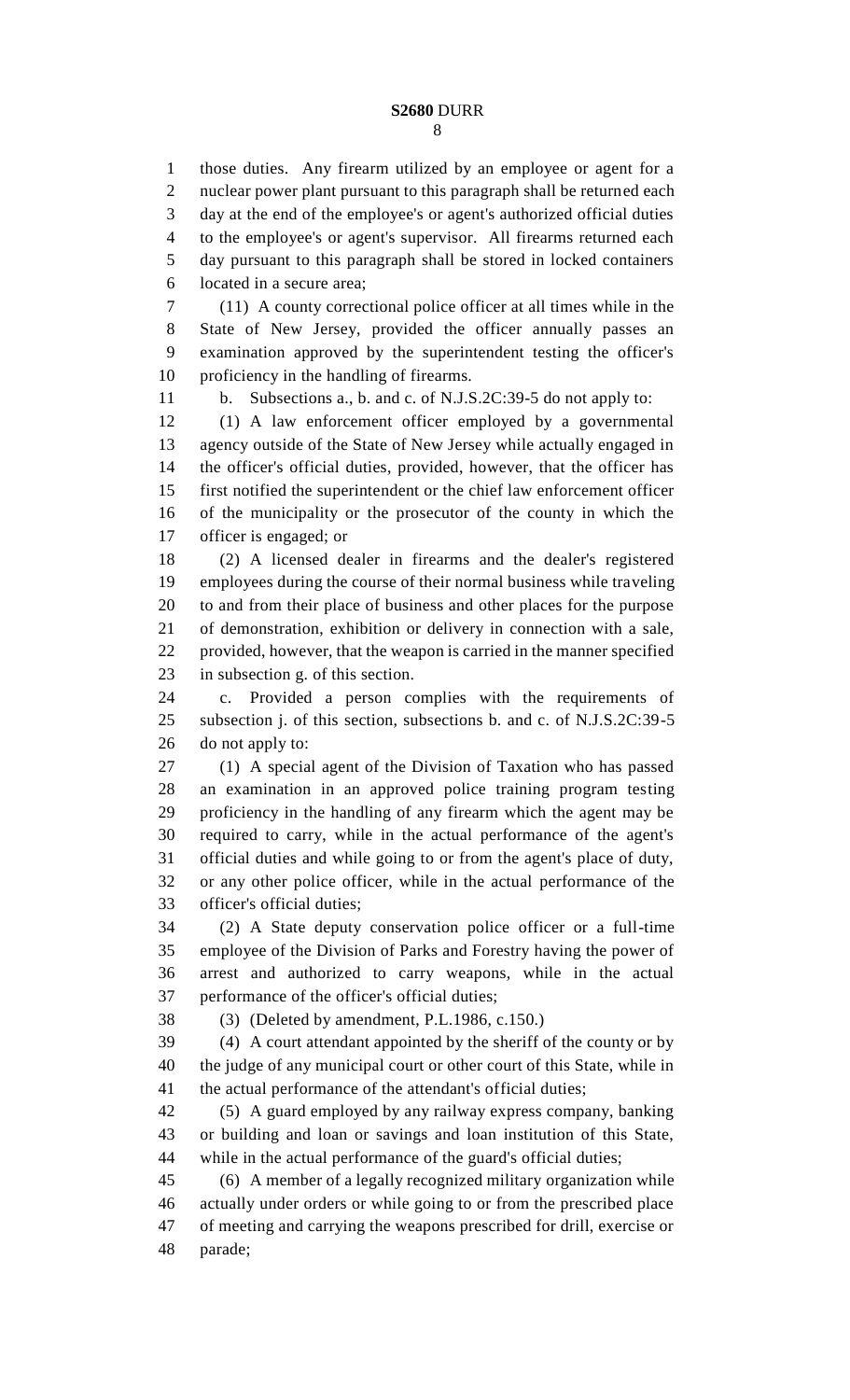those duties. Any firearm utilized by an employee or agent for a nuclear power plant pursuant to this paragraph shall be returned each day at the end of the employee's or agent's authorized official duties to the employee's or agent's supervisor. All firearms returned each day pursuant to this paragraph shall be stored in locked containers located in a secure area;

(11) A county correctional police officer at all times while in the State of New Jersey, provided the officer annually passes an examination approved by the superintendent testing the officer's proficiency in the handling of firearms.

b. Subsections a., b. and c. of N.J.S.2C:39-5 do not apply to:

(1) A law enforcement officer employed by a governmental agency outside of the State of New Jersey while actually engaged in the officer's official duties, provided, however, that the officer has first notified the superintendent or the chief law enforcement officer of the municipality or the prosecutor of the county in which the officer is engaged; or

(2) A licensed dealer in firearms and the dealer's registered employees during the course of their normal business while traveling to and from their place of business and other places for the purpose of demonstration, exhibition or delivery in connection with a sale, provided, however, that the weapon is carried in the manner specified in subsection g. of this section.

c. Provided a person complies with the requirements of subsection j. of this section, subsections b. and c. of N.J.S.2C:39-5 do not apply to:

(1) A special agent of the Division of Taxation who has passed an examination in an approved police training program testing proficiency in the handling of any firearm which the agent may be required to carry, while in the actual performance of the agent's official duties and while going to or from the agent's place of duty, or any other police officer, while in the actual performance of the officer's official duties;

(2) A State deputy conservation police officer or a full-time employee of the Division of Parks and Forestry having the power of arrest and authorized to carry weapons, while in the actual performance of the officer's official duties;

(3) (Deleted by amendment, P.L.1986, c.150.)

(4) A court attendant appointed by the sheriff of the county or by the judge of any municipal court or other court of this State, while in the actual performance of the attendant's official duties;

(5) A guard employed by any railway express company, banking or building and loan or savings and loan institution of this State, while in the actual performance of the guard's official duties;

(6) A member of a legally recognized military organization while actually under orders or while going to or from the prescribed place of meeting and carrying the weapons prescribed for drill, exercise or parade;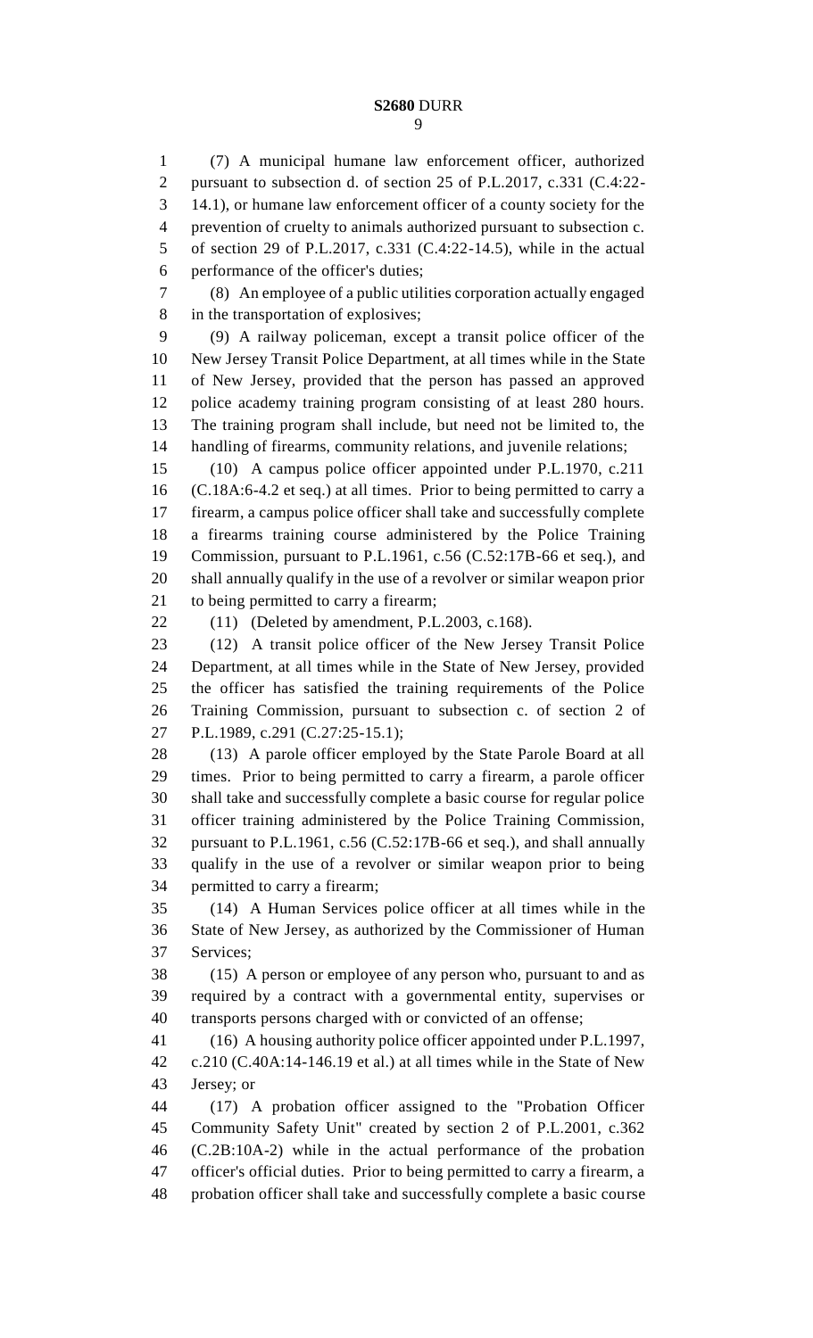(7) A municipal humane law enforcement officer, authorized pursuant to subsection d. of section 25 of P.L.2017, c.331 (C.4:22-14.1), or humane law enforcement officer of a county society for the prevention of cruelty to animals authorized pursuant to subsection c. of section 29 of P.L.2017, c.331 (C.4:22-14.5), while in the actual performance of the officer's duties;

(8) An employee of a public utilities corporation actually engaged in the transportation of explosives;

(9) A railway policeman, except a transit police officer of the New Jersey Transit Police Department, at all times while in the State of New Jersey, provided that the person has passed an approved police academy training program consisting of at least 280 hours. The training program shall include, but need not be limited to, the handling of firearms, community relations, and juvenile relations;

(10) A campus police officer appointed under P.L.1970, c.211 (C.18A:6-4.2 et seq.) at all times. Prior to being permitted to carry a firearm, a campus police officer shall take and successfully complete a firearms training course administered by the Police Training Commission, pursuant to P.L.1961, c.56 (C.52:17B-66 et seq.), and shall annually qualify in the use of a revolver or similar weapon prior to being permitted to carry a firearm;

(11) (Deleted by amendment, P.L.2003, c.168).

(12) A transit police officer of the New Jersey Transit Police Department, at all times while in the State of New Jersey, provided the officer has satisfied the training requirements of the Police Training Commission, pursuant to subsection c. of section 2 of P.L.1989, c.291 (C.27:25-15.1);

(13) A parole officer employed by the State Parole Board at all times. Prior to being permitted to carry a firearm, a parole officer shall take and successfully complete a basic course for regular police officer training administered by the Police Training Commission, pursuant to P.L.1961, c.56 (C.52:17B-66 et seq.), and shall annually qualify in the use of a revolver or similar weapon prior to being permitted to carry a firearm;

(14) A Human Services police officer at all times while in the State of New Jersey, as authorized by the Commissioner of Human Services;

(15) A person or employee of any person who, pursuant to and as required by a contract with a governmental entity, supervises or transports persons charged with or convicted of an offense;

(16) A housing authority police officer appointed under P.L.1997, c.210 (C.40A:14-146.19 et al.) at all times while in the State of New Jersey; or

(17) A probation officer assigned to the "Probation Officer Community Safety Unit" created by section 2 of P.L.2001, c.362 (C.2B:10A-2) while in the actual performance of the probation officer's official duties. Prior to being permitted to carry a firearm, a probation officer shall take and successfully complete a basic course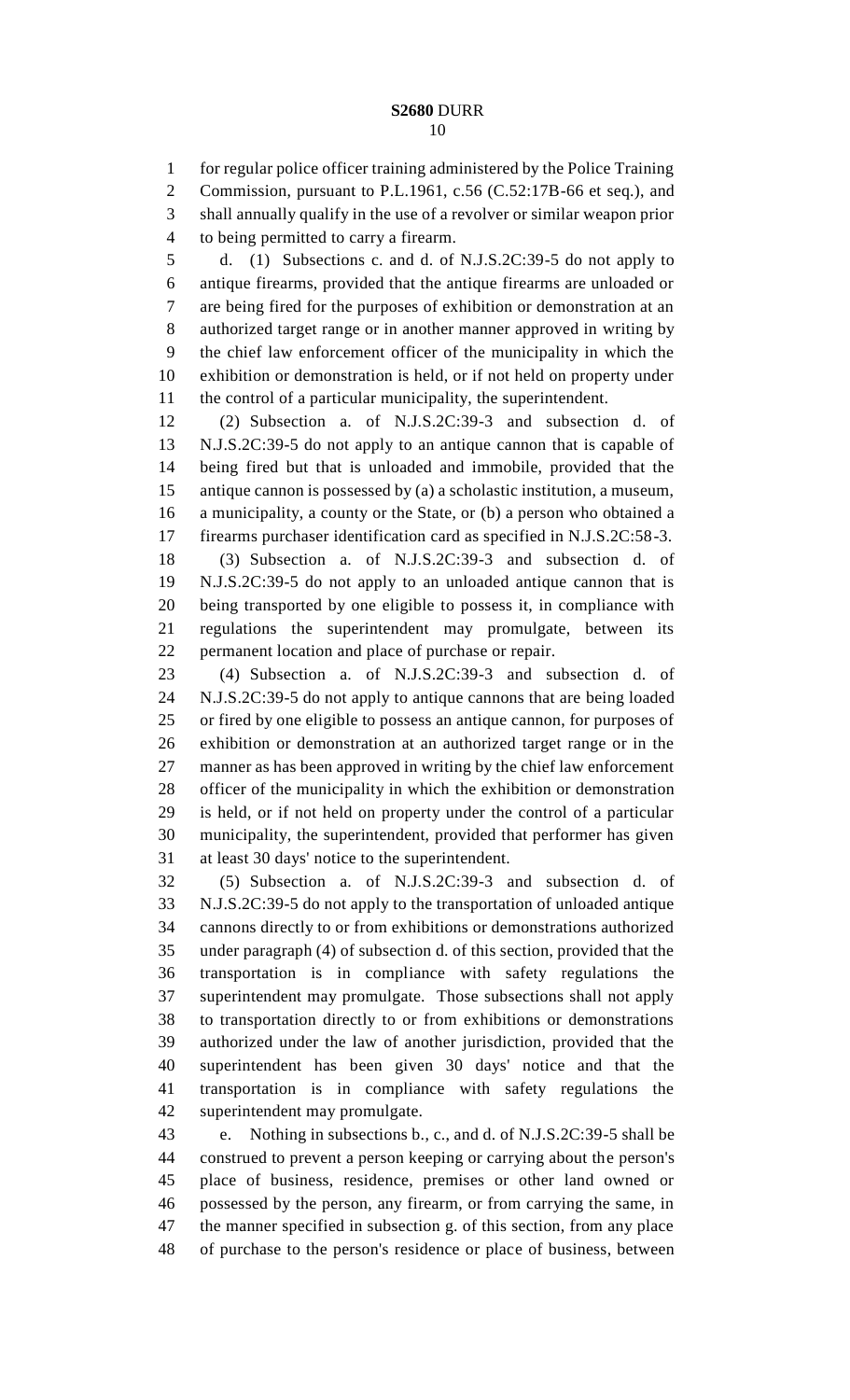for regular police officer training administered by the Police Training Commission, pursuant to P.L.1961, c.56 (C.52:17B-66 et seq.), and shall annually qualify in the use of a revolver or similar weapon prior to being permitted to carry a firearm.

d. (1) Subsections c. and d. of N.J.S.2C:39-5 do not apply to antique firearms, provided that the antique firearms are unloaded or are being fired for the purposes of exhibition or demonstration at an authorized target range or in another manner approved in writing by the chief law enforcement officer of the municipality in which the exhibition or demonstration is held, or if not held on property under the control of a particular municipality, the superintendent.

(2) Subsection a. of N.J.S.2C:39-3 and subsection d. of N.J.S.2C:39-5 do not apply to an antique cannon that is capable of being fired but that is unloaded and immobile, provided that the antique cannon is possessed by (a) a scholastic institution, a museum, a municipality, a county or the State, or (b) a person who obtained a firearms purchaser identification card as specified in N.J.S.2C:58-3.

(3) Subsection a. of N.J.S.2C:39-3 and subsection d. of N.J.S.2C:39-5 do not apply to an unloaded antique cannon that is being transported by one eligible to possess it, in compliance with regulations the superintendent may promulgate, between its permanent location and place of purchase or repair.

(4) Subsection a. of N.J.S.2C:39-3 and subsection d. of N.J.S.2C:39-5 do not apply to antique cannons that are being loaded or fired by one eligible to possess an antique cannon, for purposes of exhibition or demonstration at an authorized target range or in the manner as has been approved in writing by the chief law enforcement officer of the municipality in which the exhibition or demonstration is held, or if not held on property under the control of a particular municipality, the superintendent, provided that performer has given at least 30 days' notice to the superintendent.

(5) Subsection a. of N.J.S.2C:39-3 and subsection d. of N.J.S.2C:39-5 do not apply to the transportation of unloaded antique cannons directly to or from exhibitions or demonstrations authorized under paragraph (4) of subsection d. of this section, provided that the transportation is in compliance with safety regulations the superintendent may promulgate. Those subsections shall not apply to transportation directly to or from exhibitions or demonstrations authorized under the law of another jurisdiction, provided that the superintendent has been given 30 days' notice and that the transportation is in compliance with safety regulations the superintendent may promulgate.

e. Nothing in subsections b., c., and d. of N.J.S.2C:39-5 shall be construed to prevent a person keeping or carrying about the person's place of business, residence, premises or other land owned or possessed by the person, any firearm, or from carrying the same, in the manner specified in subsection g. of this section, from any place of purchase to the person's residence or place of business, between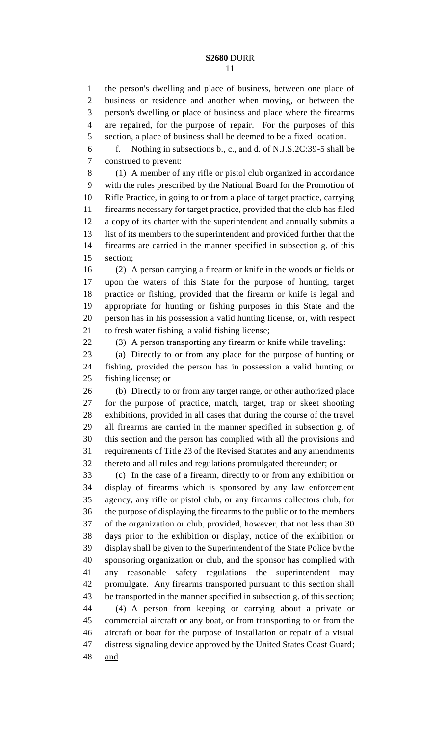the person's dwelling and place of business, between one place of business or residence and another when moving, or between the person's dwelling or place of business and place where the firearms are repaired, for the purpose of repair. For the purposes of this section, a place of business shall be deemed to be a fixed location.

f. Nothing in subsections b., c., and d. of N.J.S.2C:39-5 shall be construed to prevent:

(1) A member of any rifle or pistol club organized in accordance with the rules prescribed by the National Board for the Promotion of Rifle Practice, in going to or from a place of target practice, carrying firearms necessary for target practice, provided that the club has filed a copy of its charter with the superintendent and annually submits a list of its members to the superintendent and provided further that the firearms are carried in the manner specified in subsection g. of this section;

(2) A person carrying a firearm or knife in the woods or fields or upon the waters of this State for the purpose of hunting, target practice or fishing, provided that the firearm or knife is legal and appropriate for hunting or fishing purposes in this State and the person has in his possession a valid hunting license, or, with respect to fresh water fishing, a valid fishing license;

(3) A person transporting any firearm or knife while traveling:

(a) Directly to or from any place for the purpose of hunting or fishing, provided the person has in possession a valid hunting or fishing license; or

(b) Directly to or from any target range, or other authorized place for the purpose of practice, match, target, trap or skeet shooting exhibitions, provided in all cases that during the course of the travel all firearms are carried in the manner specified in subsection g. of this section and the person has complied with all the provisions and requirements of Title 23 of the Revised Statutes and any amendments thereto and all rules and regulations promulgated thereunder; or

(c) In the case of a firearm, directly to or from any exhibition or display of firearms which is sponsored by any law enforcement agency, any rifle or pistol club, or any firearms collectors club, for the purpose of displaying the firearms to the public or to the members of the organization or club, provided, however, that not less than 30 days prior to the exhibition or display, notice of the exhibition or display shall be given to the Superintendent of the State Police by the sponsoring organization or club, and the sponsor has complied with any reasonable safety regulations the superintendent may promulgate. Any firearms transported pursuant to this section shall be transported in the manner specified in subsection g. of this section;

(4) A person from keeping or carrying about a private or commercial aircraft or any boat, or from transporting to or from the aircraft or boat for the purpose of installation or repair of a visual distress signaling device approved by the United States Coast Guard<u>; and</u>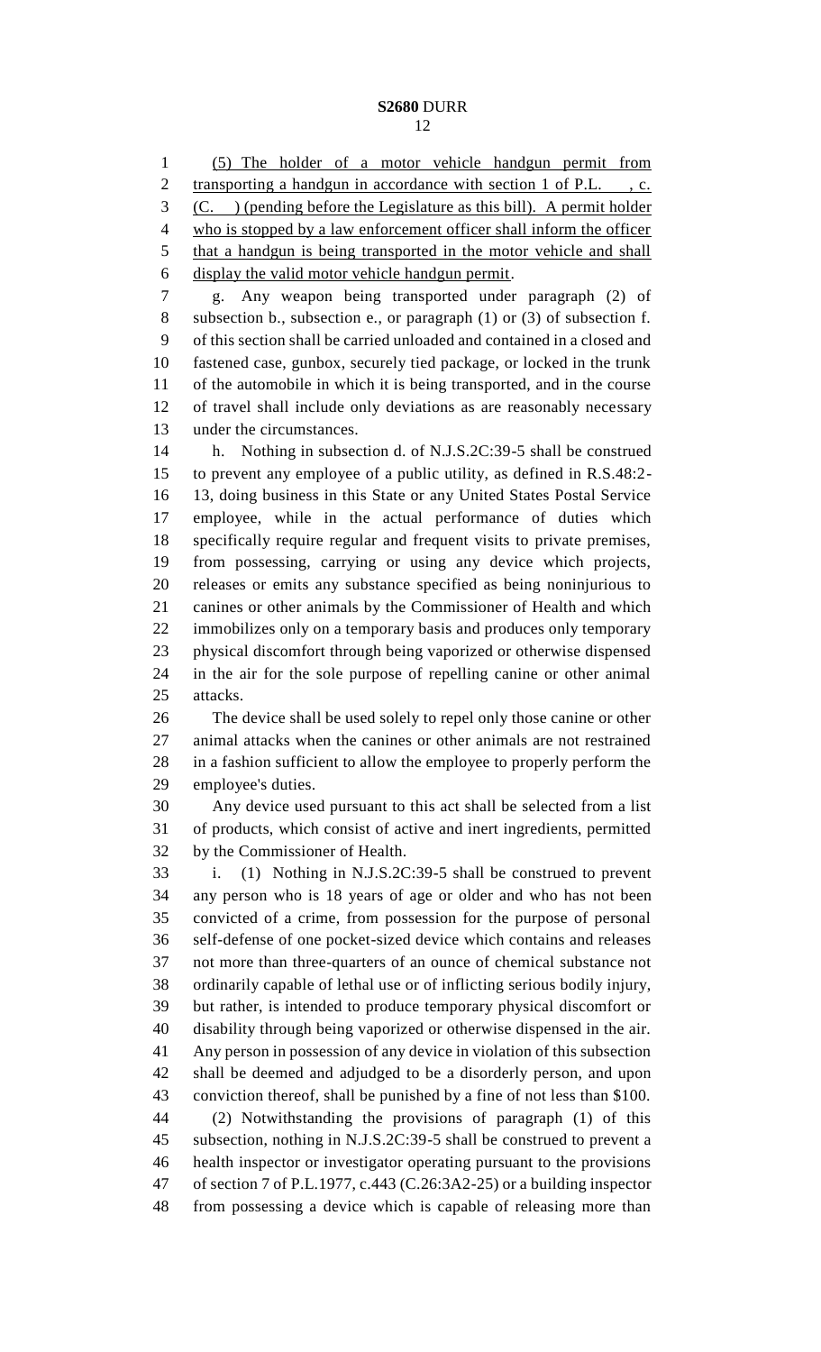(5) The holder of a motor vehicle handgun permit from transporting a handgun in accordance with section 1 of P.L. , c. (C. ) (pending before the Legislature as this bill). A permit holder who is stopped by a law enforcement officer shall inform the officer that a handgun is being transported in the motor vehicle and shall display the valid motor vehicle handgun permit.

g. Any weapon being transported under paragraph (2) of subsection b., subsection e., or paragraph (1) or (3) of subsection f. of this section shall be carried unloaded and contained in a closed and fastened case, gunbox, securely tied package, or locked in the trunk of the automobile in which it is being transported, and in the course of travel shall include only deviations as are reasonably necessary under the circumstances.

h. Nothing in subsection d. of N.J.S.2C:39-5 shall be construed to prevent any employee of a public utility, as defined in R.S.48:2-13, doing business in this State or any United States Postal Service employee, while in the actual performance of duties which specifically require regular and frequent visits to private premises, from possessing, carrying or using any device which projects, releases or emits any substance specified as being noninjurious to canines or other animals by the Commissioner of Health and which immobilizes only on a temporary basis and produces only temporary physical discomfort through being vaporized or otherwise dispensed in the air for the sole purpose of repelling canine or other animal attacks.

The device shall be used solely to repel only those canine or other animal attacks when the canines or other animals are not restrained in a fashion sufficient to allow the employee to properly perform the employee's duties.

Any device used pursuant to this act shall be selected from a list of products, which consist of active and inert ingredients, permitted by the Commissioner of Health.

i. (1) Nothing in N.J.S.2C:39-5 shall be construed to prevent any person who is 18 years of age or older and who has not been convicted of a crime, from possession for the purpose of personal self-defense of one pocket-sized device which contains and releases not more than three-quarters of an ounce of chemical substance not ordinarily capable of lethal use or of inflicting serious bodily injury, but rather, is intended to produce temporary physical discomfort or disability through being vaporized or otherwise dispensed in the air. Any person in possession of any device in violation of this subsection shall be deemed and adjudged to be a disorderly person, and upon conviction thereof, shall be punished by a fine of not less than $100.

(2) Notwithstanding the provisions of paragraph (1) of this subsection, nothing in N.J.S.2C:39-5 shall be construed to prevent a health inspector or investigator operating pursuant to the provisions of section 7 of P.L.1977, c.443 (C.26:3A2-25) or a building inspector from possessing a device which is capable of releasing more than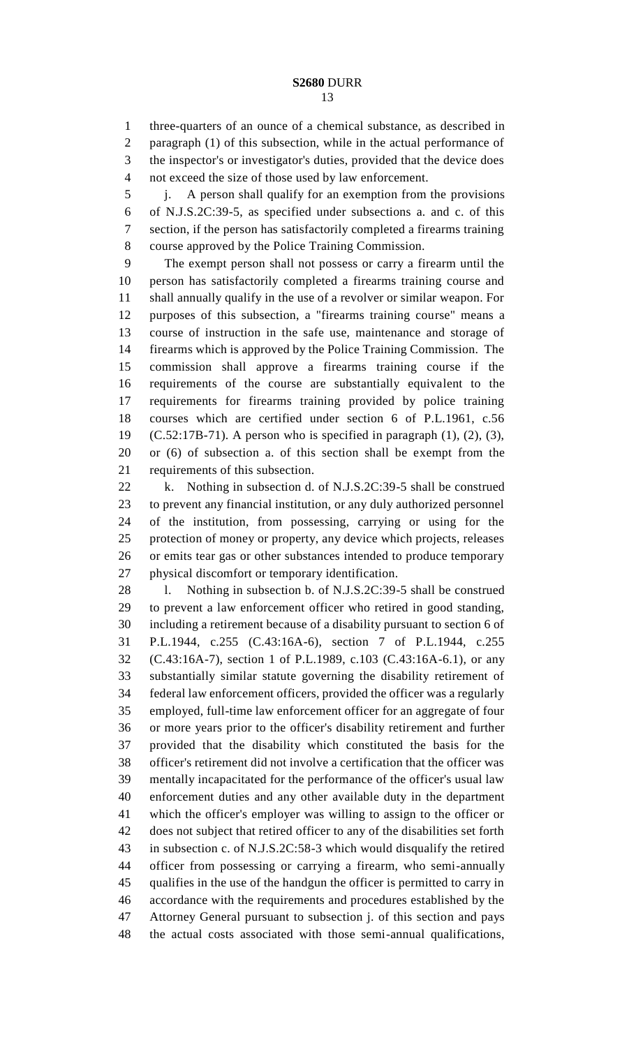three-quarters of an ounce of a chemical substance, as described in paragraph (1) of this subsection, while in the actual performance of the inspector's or investigator's duties, provided that the device does not exceed the size of those used by law enforcement.

j. A person shall qualify for an exemption from the provisions of N.J.S.2C:39-5, as specified under subsections a. and c. of this section, if the person has satisfactorily completed a firearms training course approved by the Police Training Commission.

The exempt person shall not possess or carry a firearm until the person has satisfactorily completed a firearms training course and shall annually qualify in the use of a revolver or similar weapon. For purposes of this subsection, a "firearms training course" means a course of instruction in the safe use, maintenance and storage of firearms which is approved by the Police Training Commission. The commission shall approve a firearms training course if the requirements of the course are substantially equivalent to the requirements for firearms training provided by police training courses which are certified under section 6 of P.L.1961, c.56 (C.52:17B-71). A person who is specified in paragraph (1), (2), (3), or (6) of subsection a. of this section shall be exempt from the requirements of this subsection.

k. Nothing in subsection d. of N.J.S.2C:39-5 shall be construed to prevent any financial institution, or any duly authorized personnel of the institution, from possessing, carrying or using for the protection of money or property, any device which projects, releases or emits tear gas or other substances intended to produce temporary physical discomfort or temporary identification.

l. Nothing in subsection b. of N.J.S.2C:39-5 shall be construed to prevent a law enforcement officer who retired in good standing, including a retirement because of a disability pursuant to section 6 of P.L.1944, c.255 (C.43:16A-6), section 7 of P.L.1944, c.255 (C.43:16A-7), section 1 of P.L.1989, c.103 (C.43:16A-6.1), or any substantially similar statute governing the disability retirement of federal law enforcement officers, provided the officer was a regularly employed, full-time law enforcement officer for an aggregate of four or more years prior to the officer's disability retirement and further provided that the disability which constituted the basis for the officer's retirement did not involve a certification that the officer was mentally incapacitated for the performance of the officer's usual law enforcement duties and any other available duty in the department which the officer's employer was willing to assign to the officer or does not subject that retired officer to any of the disabilities set forth in subsection c. of N.J.S.2C:58-3 which would disqualify the retired officer from possessing or carrying a firearm, who semi-annually qualifies in the use of the handgun the officer is permitted to carry in accordance with the requirements and procedures established by the Attorney General pursuant to subsection j. of this section and pays the actual costs associated with those semi-annual qualifications,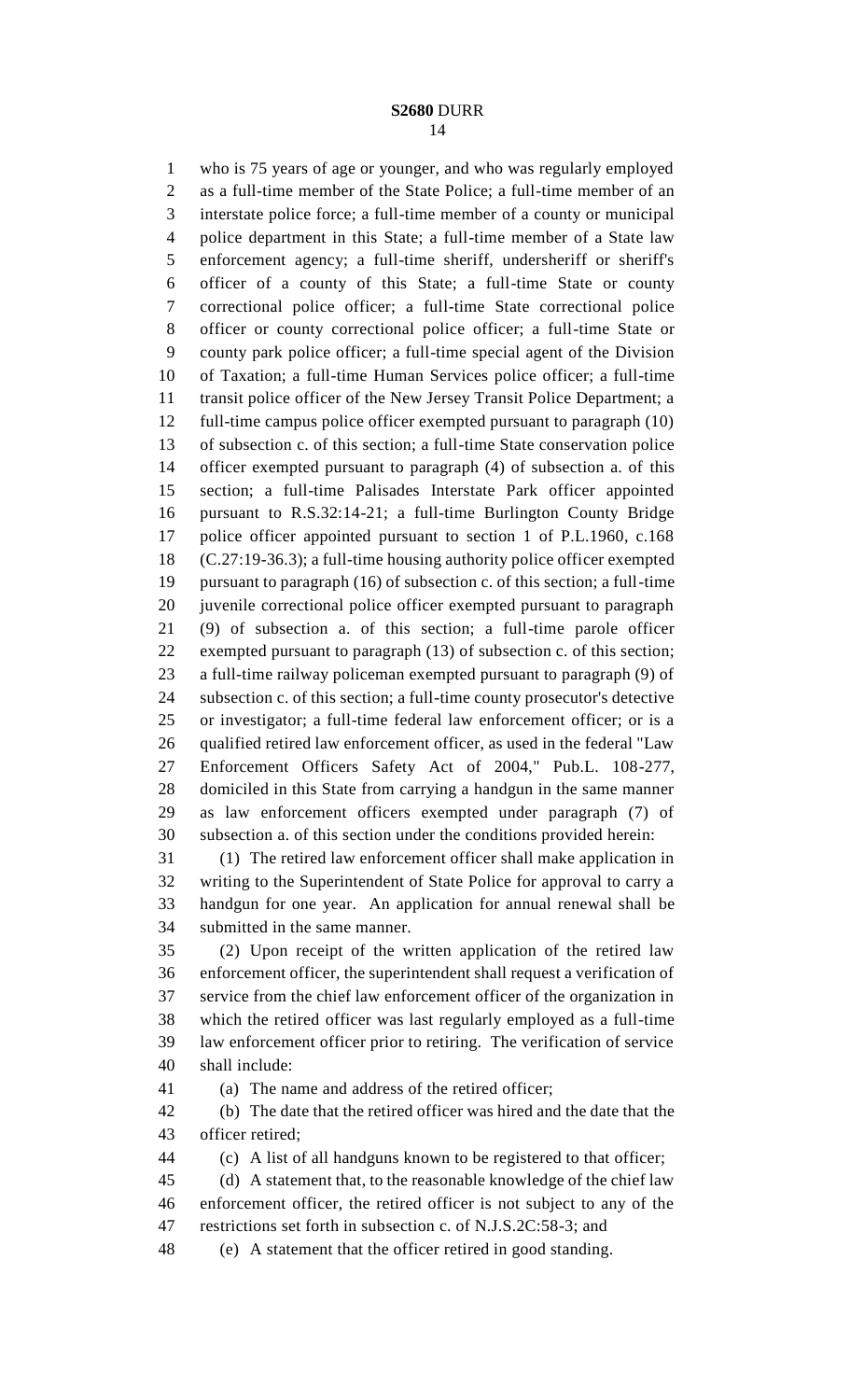who is 75 years of age or younger, and who was regularly employed as a full-time member of the State Police; a full-time member of an interstate police force; a full-time member of a county or municipal police department in this State; a full-time member of a State law enforcement agency; a full-time sheriff, undersheriff or sheriff's officer of a county of this State; a full-time State or county correctional police officer; a full-time State correctional police officer or county correctional police officer; a full-time State or county park police officer; a full-time special agent of the Division of Taxation; a full-time Human Services police officer; a full-time transit police officer of the New Jersey Transit Police Department; a full-time campus police officer exempted pursuant to paragraph (10) of subsection c. of this section; a full-time State conservation police officer exempted pursuant to paragraph (4) of subsection a. of this section; a full-time Palisades Interstate Park officer appointed pursuant to R.S.32:14-21; a full-time Burlington County Bridge police officer appointed pursuant to section 1 of P.L.1960, c.168 (C.27:19-36.3); a full-time housing authority police officer exempted pursuant to paragraph (16) of subsection c. of this section; a full-time juvenile correctional police officer exempted pursuant to paragraph (9) of subsection a. of this section; a full-time parole officer exempted pursuant to paragraph (13) of subsection c. of this section; a full-time railway policeman exempted pursuant to paragraph (9) of subsection c. of this section; a full-time county prosecutor's detective or investigator; a full-time federal law enforcement officer; or is a qualified retired law enforcement officer, as used in the federal "Law Enforcement Officers Safety Act of 2004," Pub.L. 108-277, domiciled in this State from carrying a handgun in the same manner as law enforcement officers exempted under paragraph (7) of subsection a. of this section under the conditions provided herein:

(1) The retired law enforcement officer shall make application in writing to the Superintendent of State Police for approval to carry a handgun for one year. An application for annual renewal shall be submitted in the same manner.

(2) Upon receipt of the written application of the retired law enforcement officer, the superintendent shall request a verification of service from the chief law enforcement officer of the organization in which the retired officer was last regularly employed as a full-time law enforcement officer prior to retiring. The verification of service shall include:

(a) The name and address of the retired officer;

(b) The date that the retired officer was hired and the date that the officer retired;

(c) A list of all handguns known to be registered to that officer;

(d) A statement that, to the reasonable knowledge of the chief law enforcement officer, the retired officer is not subject to any of the restrictions set forth in subsection c. of N.J.S.2C:58-3; and

(e) A statement that the officer retired in good standing.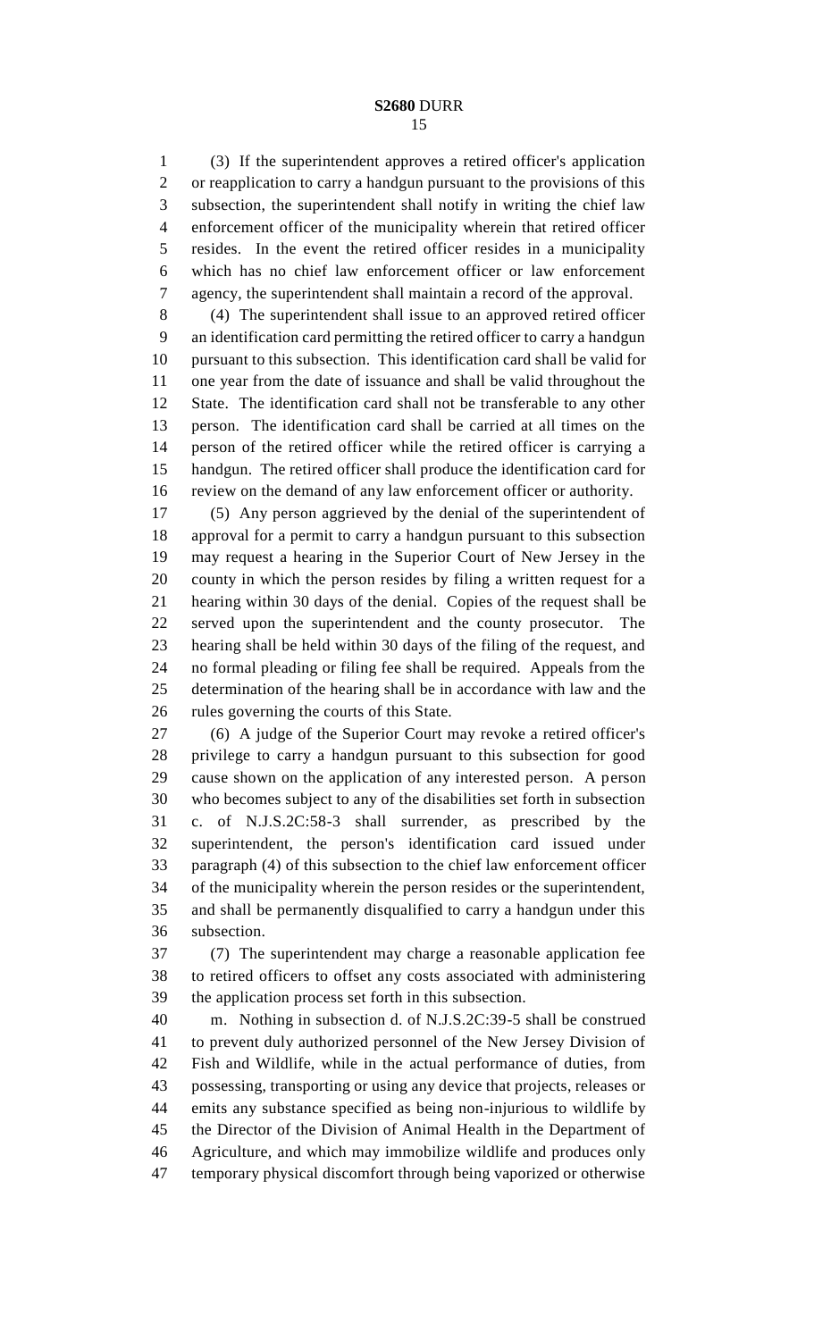(3) If the superintendent approves a retired officer's application or reapplication to carry a handgun pursuant to the provisions of this subsection, the superintendent shall notify in writing the chief law enforcement officer of the municipality wherein that retired officer resides. In the event the retired officer resides in a municipality which has no chief law enforcement officer or law enforcement agency, the superintendent shall maintain a record of the approval.

(4) The superintendent shall issue to an approved retired officer an identification card permitting the retired officer to carry a handgun pursuant to this subsection. This identification card shall be valid for one year from the date of issuance and shall be valid throughout the State. The identification card shall not be transferable to any other person. The identification card shall be carried at all times on the person of the retired officer while the retired officer is carrying a handgun. The retired officer shall produce the identification card for review on the demand of any law enforcement officer or authority.

(5) Any person aggrieved by the denial of the superintendent of approval for a permit to carry a handgun pursuant to this subsection may request a hearing in the Superior Court of New Jersey in the county in which the person resides by filing a written request for a hearing within 30 days of the denial. Copies of the request shall be served upon the superintendent and the county prosecutor. The hearing shall be held within 30 days of the filing of the request, and no formal pleading or filing fee shall be required. Appeals from the determination of the hearing shall be in accordance with law and the rules governing the courts of this State.

(6) A judge of the Superior Court may revoke a retired officer's privilege to carry a handgun pursuant to this subsection for good cause shown on the application of any interested person. A person who becomes subject to any of the disabilities set forth in subsection c. of N.J.S.2C:58-3 shall surrender, as prescribed by the superintendent, the person's identification card issued under paragraph (4) of this subsection to the chief law enforcement officer of the municipality wherein the person resides or the superintendent, and shall be permanently disqualified to carry a handgun under this subsection.

(7) The superintendent may charge a reasonable application fee to retired officers to offset any costs associated with administering the application process set forth in this subsection.

m. Nothing in subsection d. of N.J.S.2C:39-5 shall be construed to prevent duly authorized personnel of the New Jersey Division of Fish and Wildlife, while in the actual performance of duties, from possessing, transporting or using any device that projects, releases or emits any substance specified as being non-injurious to wildlife by the Director of the Division of Animal Health in the Department of Agriculture, and which may immobilize wildlife and produces only temporary physical discomfort through being vaporized or otherwise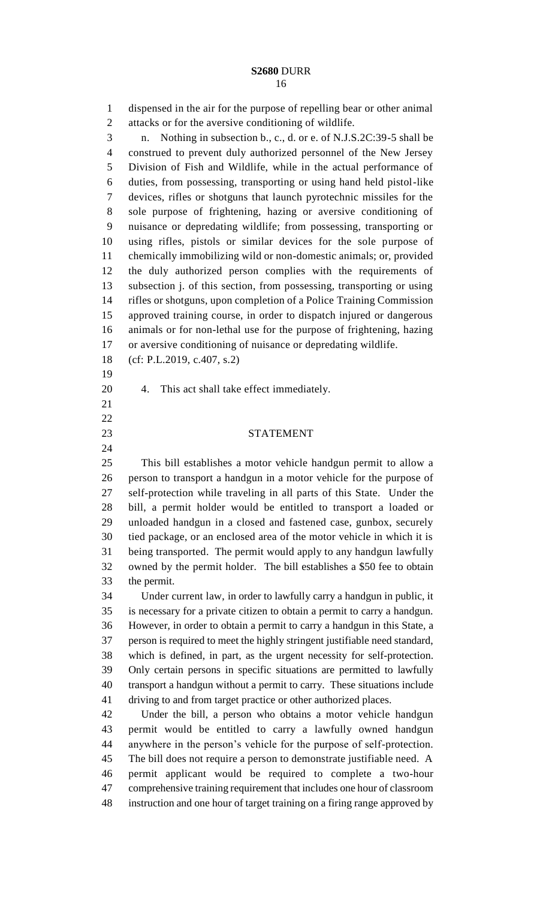dispensed in the air for the purpose of repelling bear or other animal attacks or for the aversive conditioning of wildlife.

n. Nothing in subsection b., c., d. or e. of N.J.S.2C:39-5 shall be construed to prevent duly authorized personnel of the New Jersey Division of Fish and Wildlife, while in the actual performance of duties, from possessing, transporting or using hand held pistol-like devices, rifles or shotguns that launch pyrotechnic missiles for the sole purpose of frightening, hazing or aversive conditioning of nuisance or depredating wildlife; from possessing, transporting or using rifles, pistols or similar devices for the sole purpose of chemically immobilizing wild or non-domestic animals; or, provided the duly authorized person complies with the requirements of subsection j. of this section, from possessing, transporting or using rifles or shotguns, upon completion of a Police Training Commission approved training course, in order to dispatch injured or dangerous animals or for non-lethal use for the purpose of frightening, hazing or aversive conditioning of nuisance or depredating wildlife.

(cf: P.L.2019, c.407, s.2)

4. This act shall take effect immediately.

## STATEMENT

This bill establishes a motor vehicle handgun permit to allow a person to transport a handgun in a motor vehicle for the purpose of self-protection while traveling in all parts of this State. Under the bill, a permit holder would be entitled to transport a loaded or unloaded handgun in a closed and fastened case, gunbox, securely tied package, or an enclosed area of the motor vehicle in which it is being transported. The permit would apply to any handgun lawfully owned by the permit holder. The bill establishes a $50 fee to obtain the permit.

Under current law, in order to lawfully carry a handgun in public, it is necessary for a private citizen to obtain a permit to carry a handgun. However, in order to obtain a permit to carry a handgun in this State, a person is required to meet the highly stringent justifiable need standard, which is defined, in part, as the urgent necessity for self-protection. Only certain persons in specific situations are permitted to lawfully transport a handgun without a permit to carry. These situations include driving to and from target practice or other authorized places.

Under the bill, a person who obtains a motor vehicle handgun permit would be entitled to carry a lawfully owned handgun anywhere in the person's vehicle for the purpose of self-protection. The bill does not require a person to demonstrate justifiable need. A permit applicant would be required to complete a two-hour comprehensive training requirement that includes one hour of classroom instruction and one hour of target training on a firing range approved by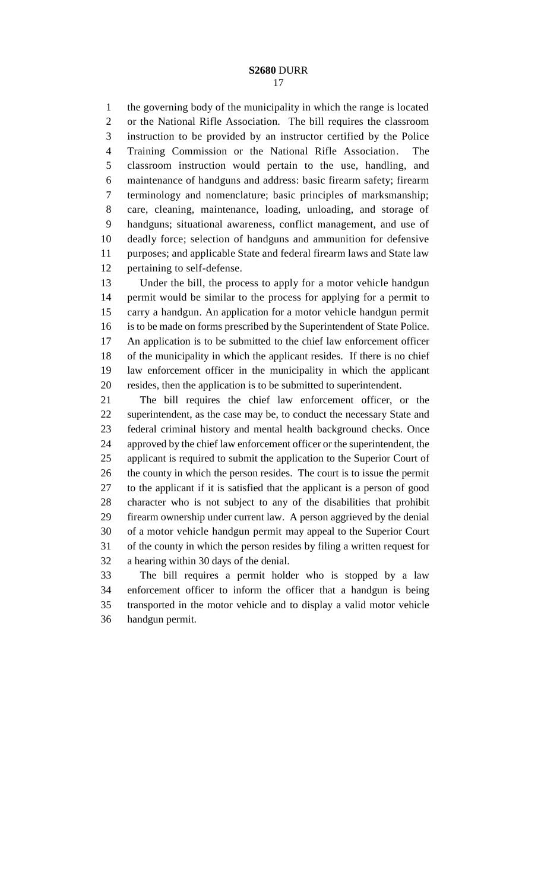the governing body of the municipality in which the range is located or the National Rifle Association. The bill requires the classroom instruction to be provided by an instructor certified by the Police Training Commission or the National Rifle Association. The classroom instruction would pertain to the use, handling, and maintenance of handguns and address: basic firearm safety; firearm terminology and nomenclature; basic principles of marksmanship; care, cleaning, maintenance, loading, unloading, and storage of handguns; situational awareness, conflict management, and use of deadly force; selection of handguns and ammunition for defensive purposes; and applicable State and federal firearm laws and State law pertaining to self-defense.

Under the bill, the process to apply for a motor vehicle handgun permit would be similar to the process for applying for a permit to carry a handgun. An application for a motor vehicle handgun permit is to be made on forms prescribed by the Superintendent of State Police. An application is to be submitted to the chief law enforcement officer of the municipality in which the applicant resides. If there is no chief law enforcement officer in the municipality in which the applicant resides, then the application is to be submitted to superintendent.

The bill requires the chief law enforcement officer, or the superintendent, as the case may be, to conduct the necessary State and federal criminal history and mental health background checks. Once approved by the chief law enforcement officer or the superintendent, the applicant is required to submit the application to the Superior Court of the county in which the person resides. The court is to issue the permit to the applicant if it is satisfied that the applicant is a person of good character who is not subject to any of the disabilities that prohibit firearm ownership under current law. A person aggrieved by the denial of a motor vehicle handgun permit may appeal to the Superior Court of the county in which the person resides by filing a written request for a hearing within 30 days of the denial.

The bill requires a permit holder who is stopped by a law enforcement officer to inform the officer that a handgun is being transported in the motor vehicle and to display a valid motor vehicle handgun permit.